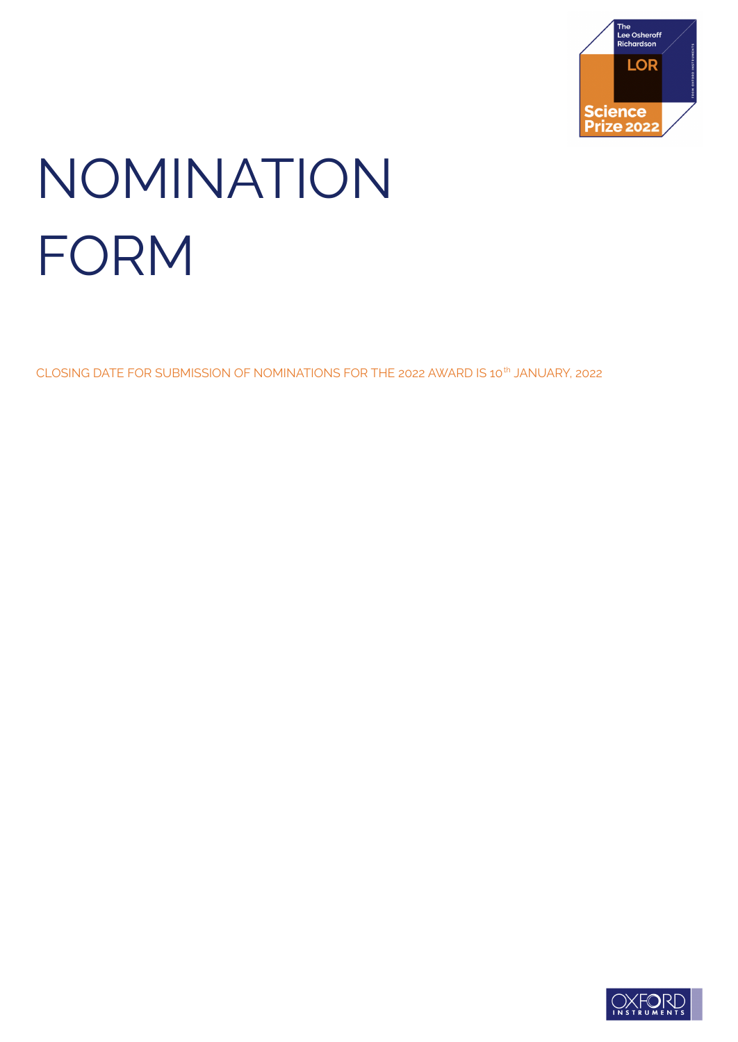# NOMINATION FORM

CLOSING DATE FOR SUBMISSION OF NOMINATIONS FOR THE 2022 AWARD IS 10th JANUARY, 2022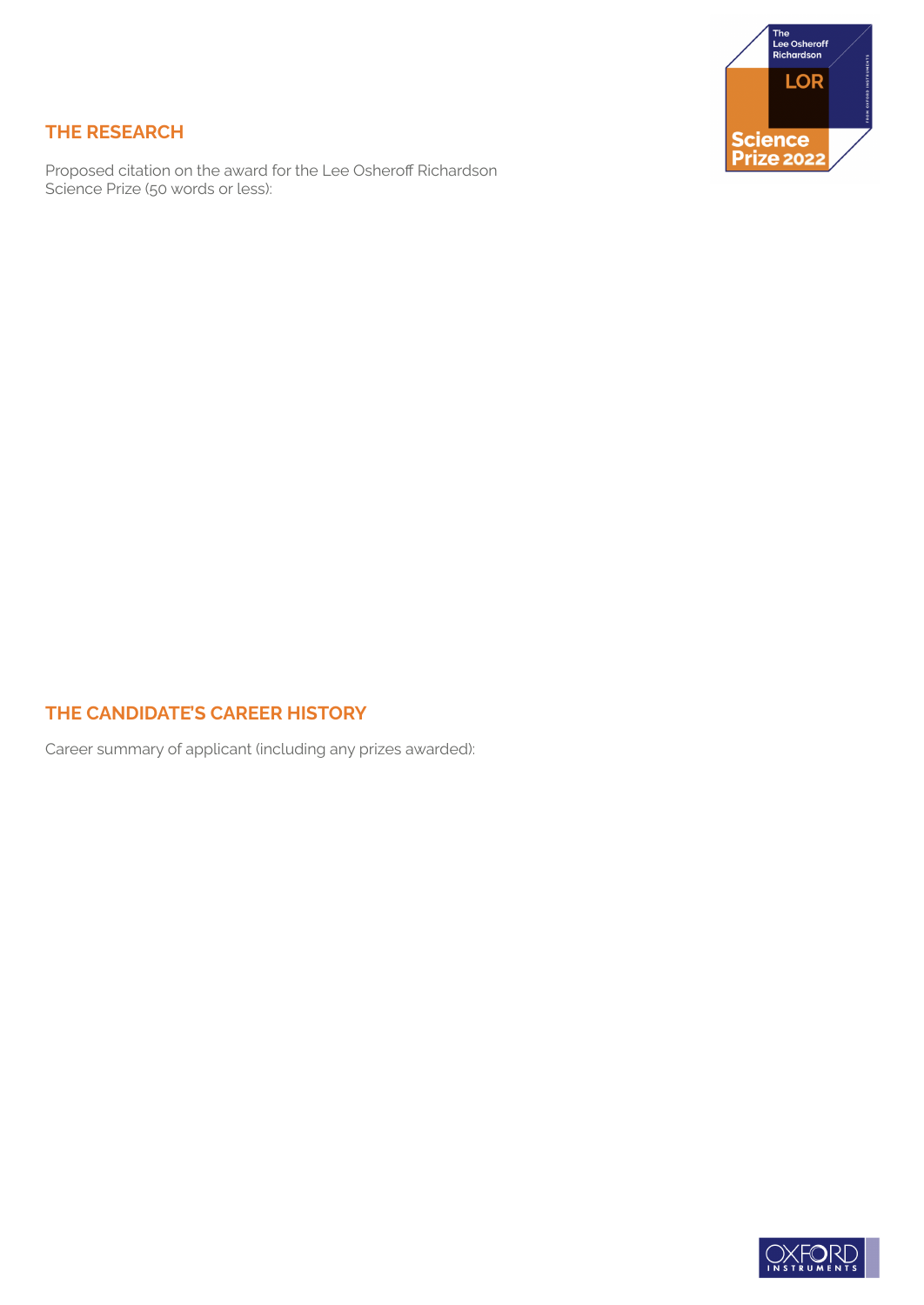## THE RESEARCH

Proposed citation on the award for the Lee Osheroff Richardson Science Prize (50 words or less):

## THE CANDIDATE'S CAREER HISTORY

Career summary of applicant (including any prizes awarded):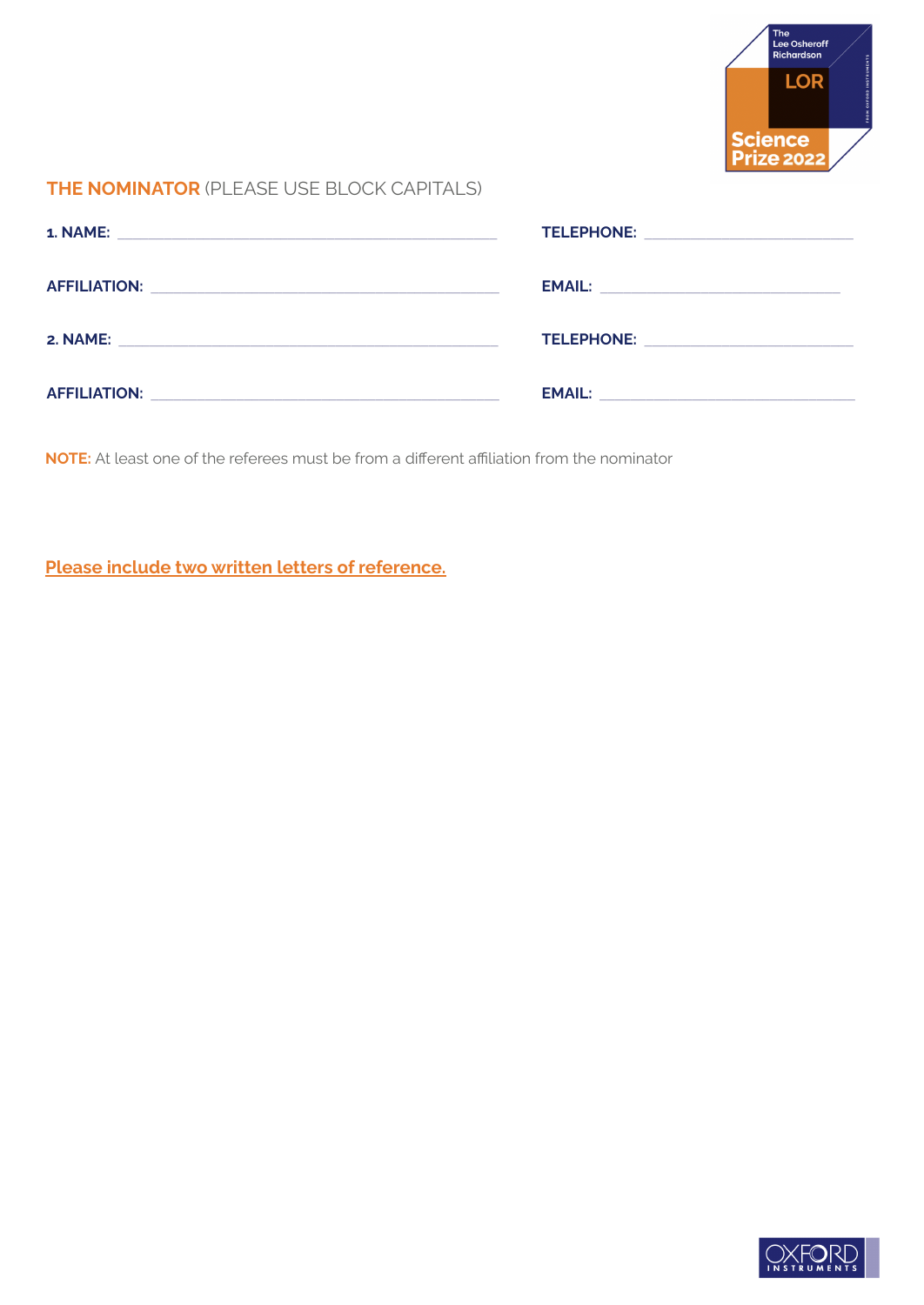## THE NOMINATOR (PLEASE USE BLOCK CAPITALS)

**1. NAME:** ______________________________ **TELEPHONE:** ______________________________

**AFFILIATION:** ______________________________ **EMAIL:** ______________________________

**2. NAME:** ______________________________ **TELEPHONE:** ______________________________

**AFFILIATION:** ______________________________ **EMAIL:** ______________________________

**NOTE:** At least one of the referees must be from a different affiliation from the nominator

**Please include two written letters of reference.**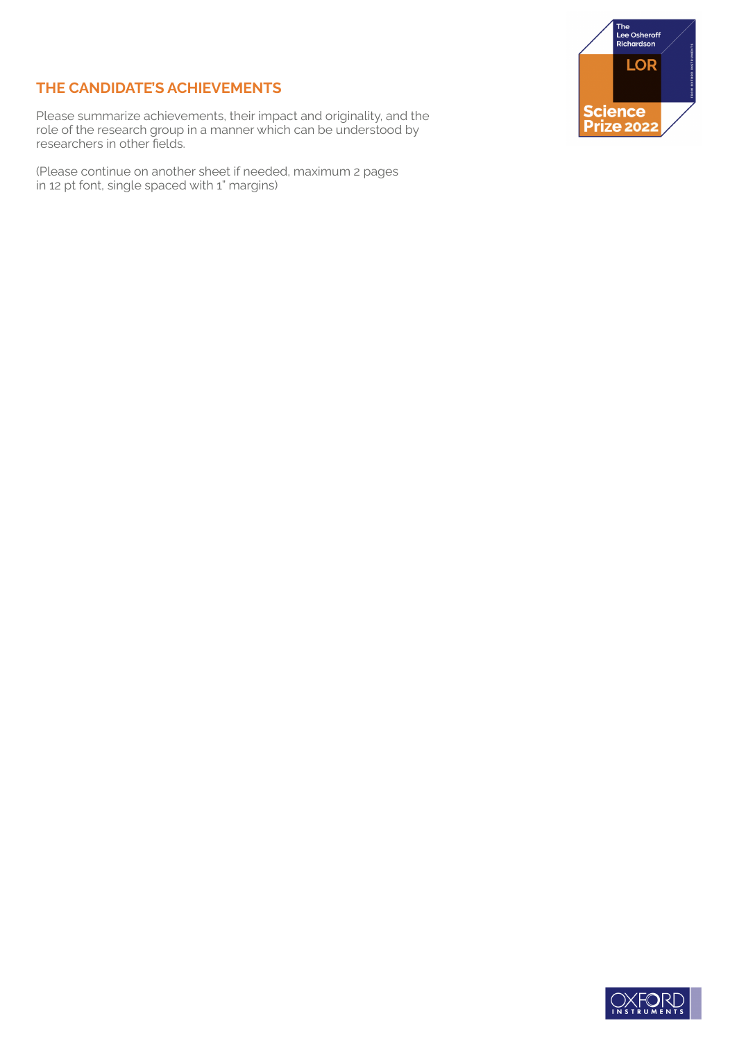## THE CANDIDATE'S ACHIEVEMENTS

Please summarize achievements, their impact and originality, and the role of the research group in a manner which can be understood by researchers in other fields.

(Please continue on another sheet if needed, maximum 2 pages in 12 pt font, single spaced with 1" margins)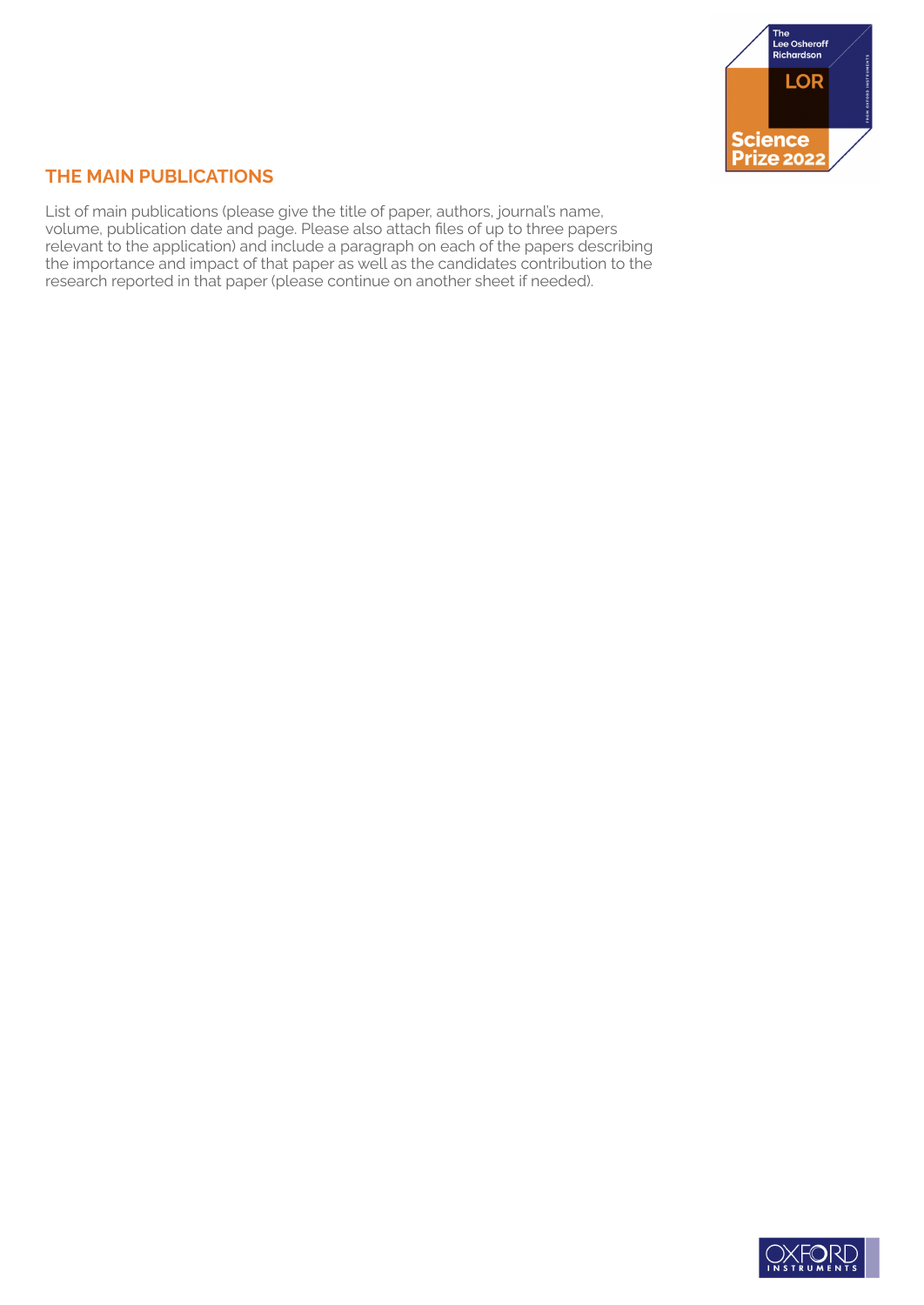## THE MAIN PUBLICATIONS

List of main publications (please give the title of paper, authors, journal's name, volume, publication date and page. Please also attach files of up to three papers relevant to the application) and include a paragraph on each of the papers describing the importance and impact of that paper as well as the candidates contribution to the research reported in that paper (please continue on another sheet if needed).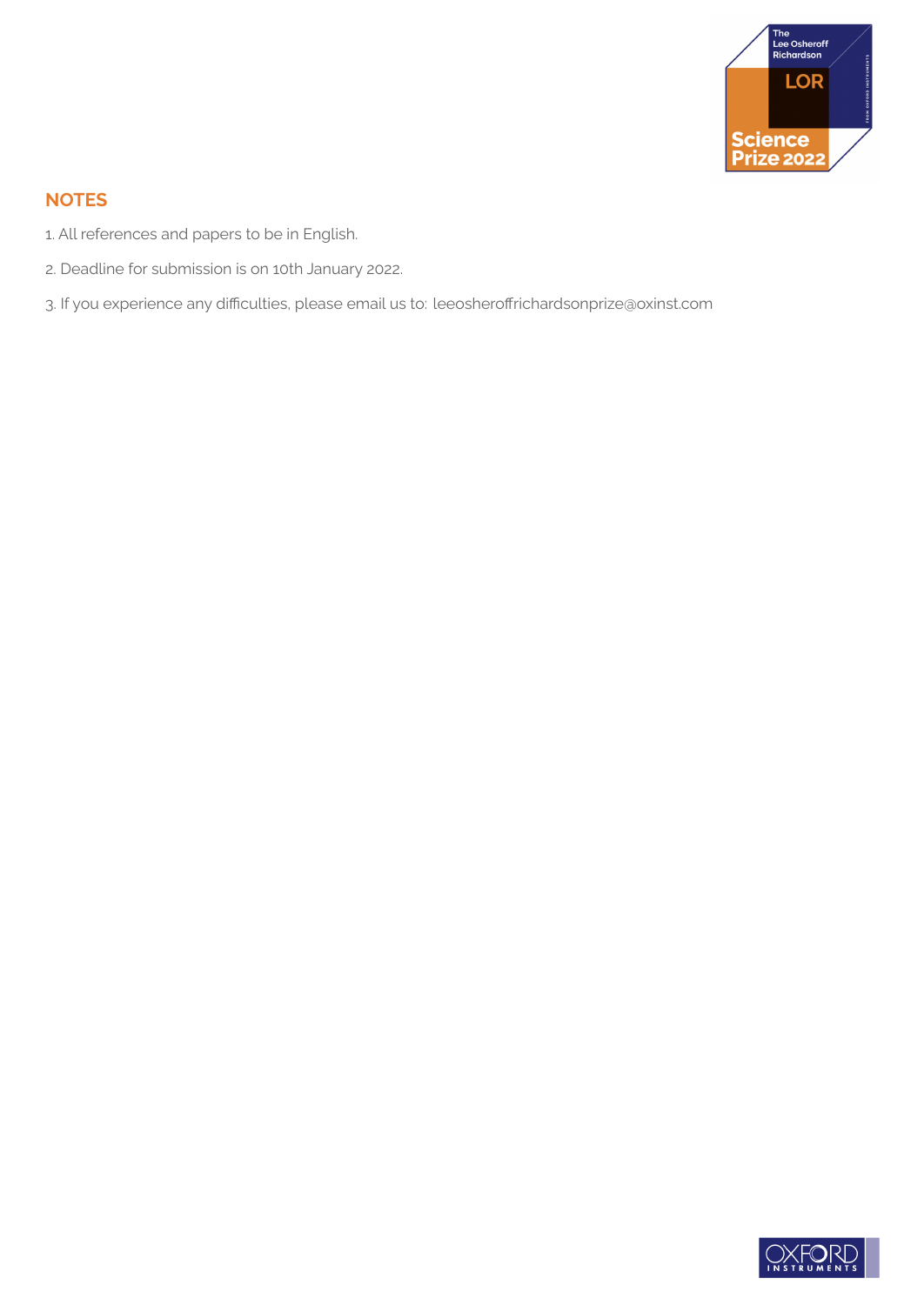## NOTES

1. All references and papers to be in English.

2. Deadline for submission is on 10th January 2022.

3. If you experience any difficulties, please email us to: leeosheroffrichardsonprize@oxinst.com